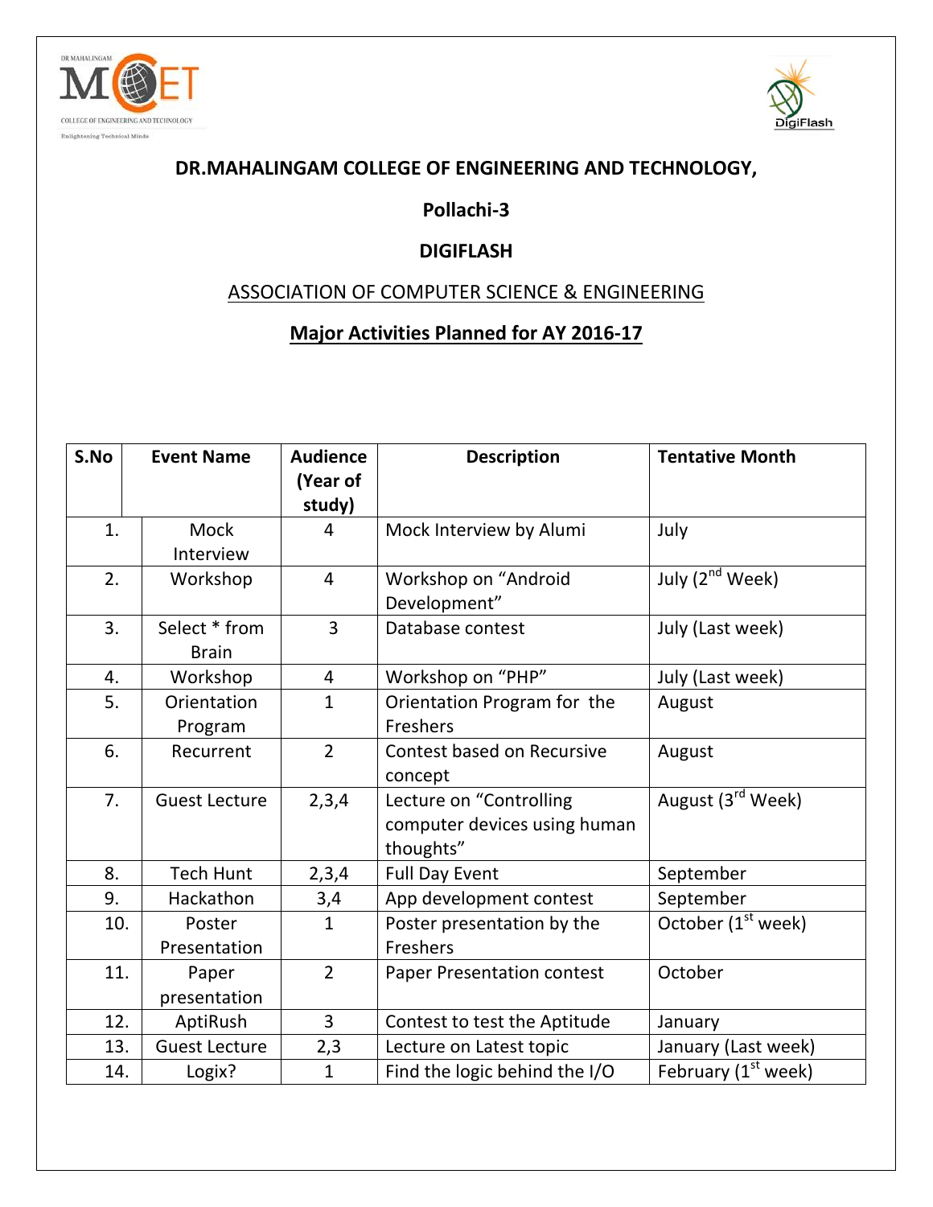**DR.MAHALINGAM COLLEGE OF ENGINEERING AND TECHNOLOGY,**

**Pollachi-3**

**DIGIFLASH**

ASSOCIATION OF COMPUTER SCIENCE & ENGINEERING

**Major Activities Planned for AY 2016-17**

| S.No | Event Name | Audience (Year of study) | Description | Tentative Month |
|---|---|---|---|---|
| 1. | Mock Interview | 4 | Mock Interview by Alumi | July |
| 2. | Workshop | 4 | Workshop on "Android Development" | July (2nd Week) |
| 3. | Select * from Brain | 3 | Database contest | July (Last week) |
| 4. | Workshop | 4 | Workshop on "PHP" | July (Last week) |
| 5. | Orientation Program | 1 | Orientation Program for the Freshers | August |
| 6. | Recurrent | 2 | Contest based on Recursive concept | August |
| 7. | Guest Lecture | 2,3,4 | Lecture on "Controlling computer devices using human thoughts" | August (3rd Week) |
| 8. | Tech Hunt | 2,3,4 | Full Day Event | September |
| 9. | Hackathon | 3,4 | App development contest | September |
| 10. | Poster Presentation | 1 | Poster presentation by the Freshers | October (1st week) |
| 11. | Paper presentation | 2 | Paper Presentation contest | October |
| 12. | AptiRush | 3 | Contest to test the Aptitude | January |
| 13. | Guest Lecture | 2,3 | Lecture on Latest topic | January (Last week) |
| 14. | Logix? | 1 | Find the logic behind the I/O | February (1st week) |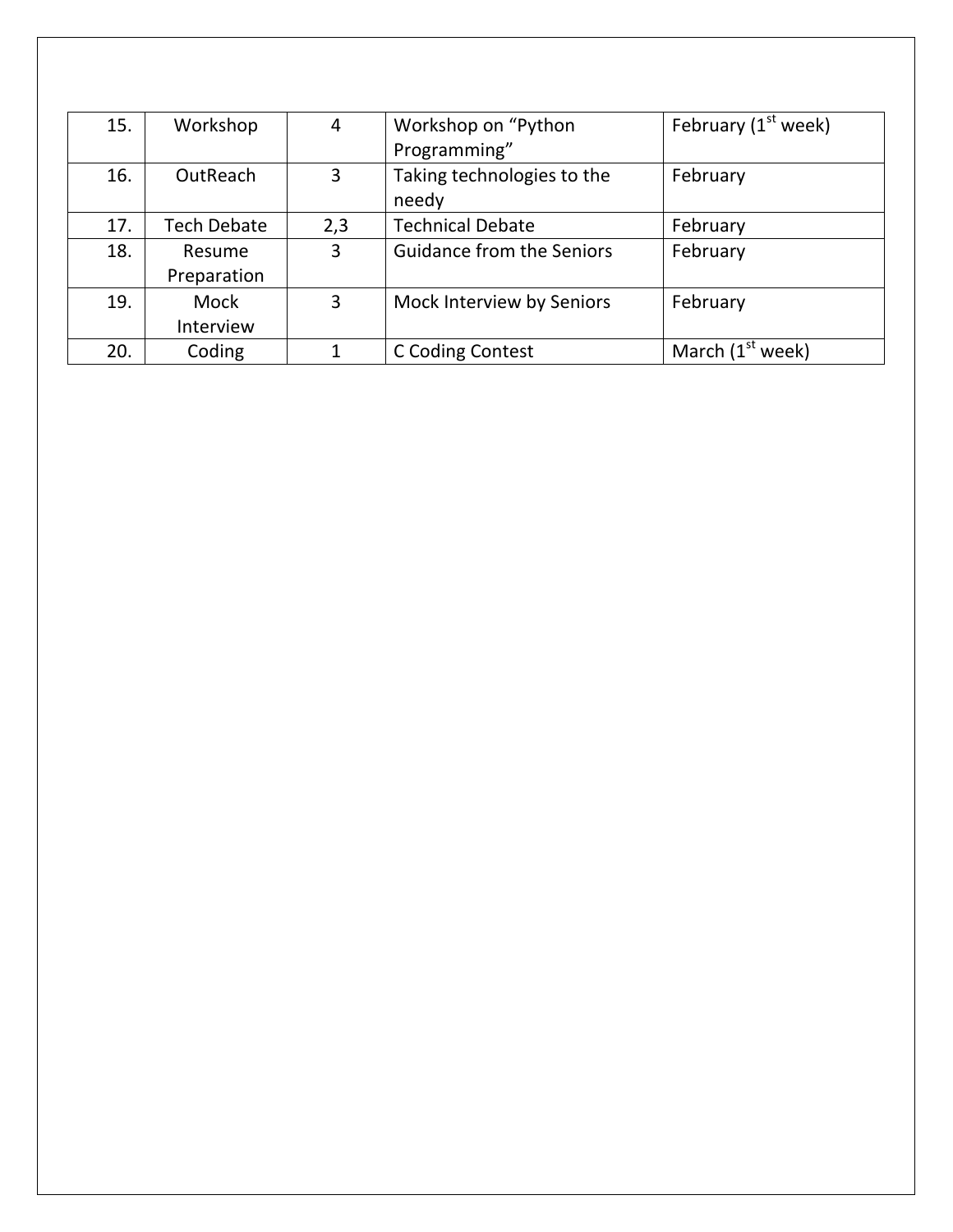| 15. | Workshop | 4 | Workshop on “Python Programming” | February (1st week) |
| --- | --- | --- | --- | --- |
| 16. | OutReach | 3 | Taking technologies to the needy | February |
| 17. | Tech Debate | 2,3 | Technical Debate | February |
| 18. | Resume Preparation | 3 | Guidance from the Seniors | February |
| 19. | Mock Interview | 3 | Mock Interview by Seniors | February |
| 20. | Coding | 1 | C Coding Contest | March (1st week) |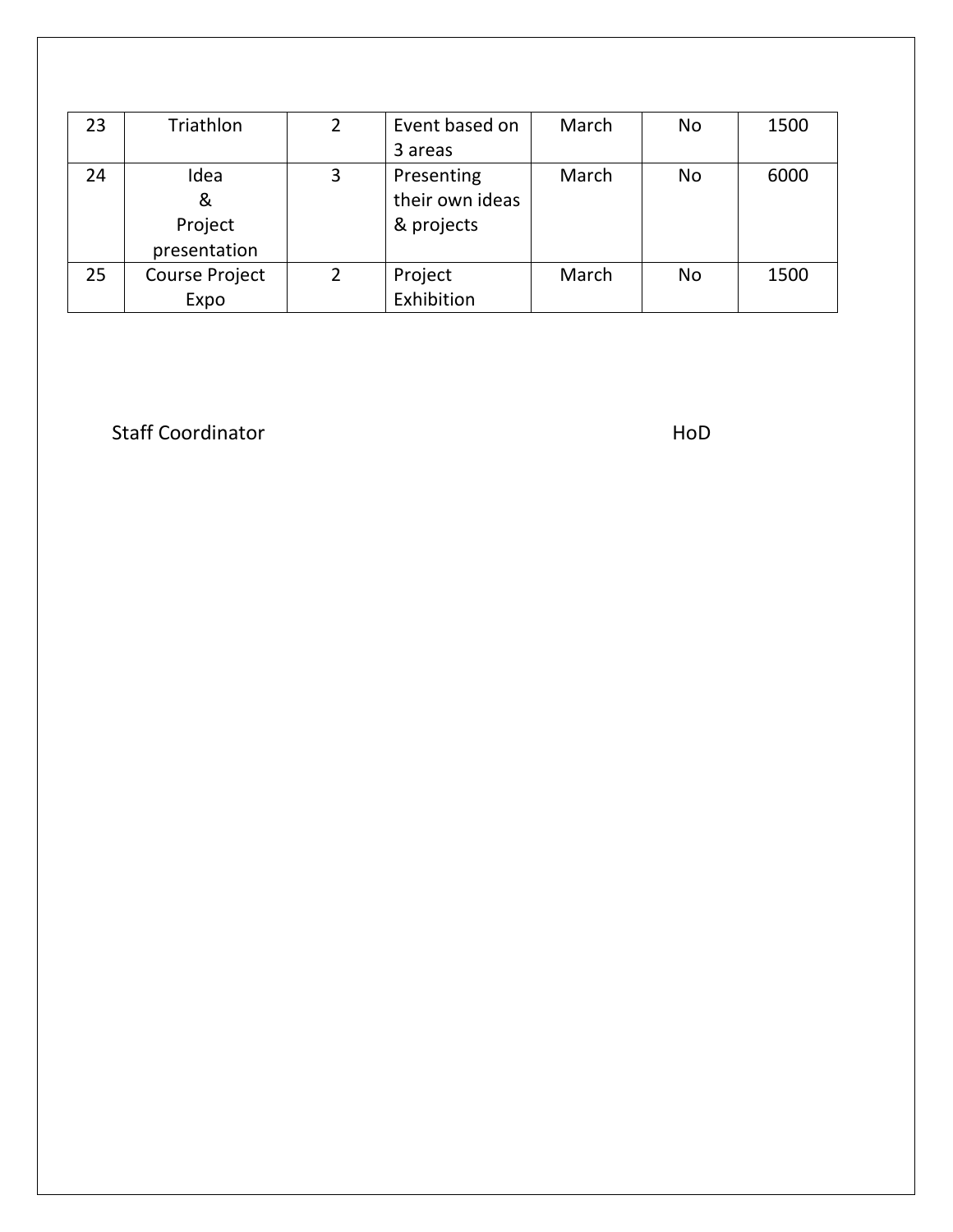| | | | | | | |
|---|---|---|---|---|---|---|
| 23 | Triathlon | 2 | Event based on 3 areas | March | No | 1500 |
| 24 | Idea & Project presentation | 3 | Presenting their own ideas & projects | March | No | 6000 |
| 25 | Course Project Expo | 2 | Project Exhibition | March | No | 1500 |

Staff Coordinator

HoD